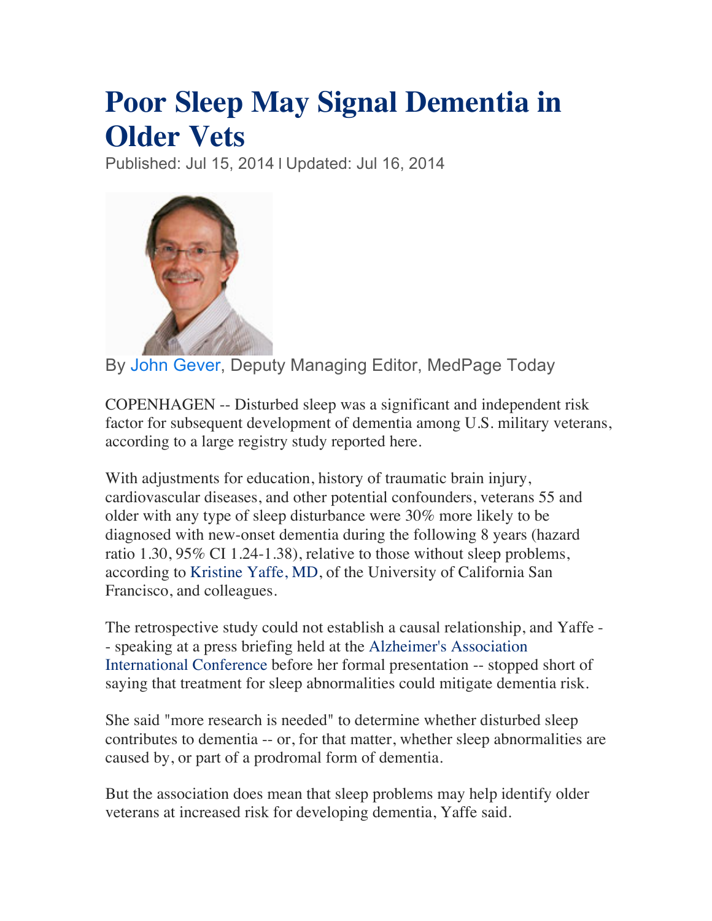# Poor Sleep May Signal Dementia in Older Vets

Published: Jul 15, 2014 | Updated: Jul 16, 2014

By John Gever, Deputy Managing Editor, MedPage Today

COPENHAGEN -- Disturbed sleep was a significant and independent risk factor for subsequent development of dementia among U.S. military veterans, according to a large registry study reported here.

With adjustments for education, history of traumatic brain injury, cardiovascular diseases, and other potential confounders, veterans 55 and older with any type of sleep disturbance were 30% more likely to be diagnosed with new-onset dementia during the following 8 years (hazard ratio 1.30, 95% CI 1.24-1.38), relative to those without sleep problems, according to Kristine Yaffe, MD, of the University of California San Francisco, and colleagues.

The retrospective study could not establish a causal relationship, and Yaffe -- speaking at a press briefing held at the Alzheimer's Association International Conference before her formal presentation -- stopped short of saying that treatment for sleep abnormalities could mitigate dementia risk.

She said "more research is needed" to determine whether disturbed sleep contributes to dementia -- or, for that matter, whether sleep abnormalities are caused by, or part of a prodromal form of dementia.

But the association does mean that sleep problems may help identify older veterans at increased risk for developing dementia, Yaffe said.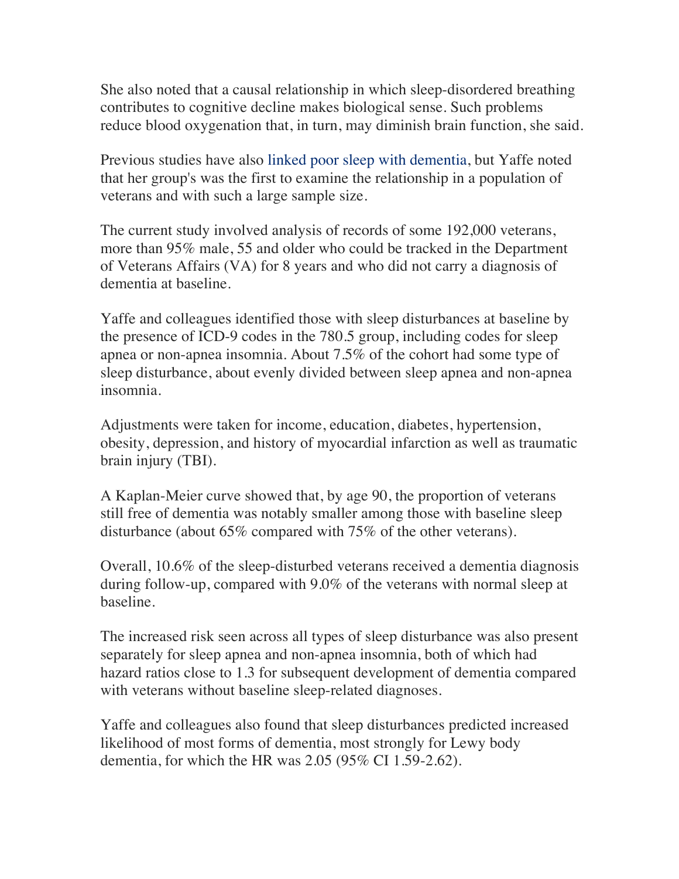She also noted that a causal relationship in which sleep-disordered breathing contributes to cognitive decline makes biological sense. Such problems reduce blood oxygenation that, in turn, may diminish brain function, she said.

Previous studies have also linked poor sleep with dementia, but Yaffe noted that her group's was the first to examine the relationship in a population of veterans and with such a large sample size.

The current study involved analysis of records of some 192,000 veterans, more than 95% male, 55 and older who could be tracked in the Department of Veterans Affairs (VA) for 8 years and who did not carry a diagnosis of dementia at baseline.

Yaffe and colleagues identified those with sleep disturbances at baseline by the presence of ICD-9 codes in the 780.5 group, including codes for sleep apnea or non-apnea insomnia. About 7.5% of the cohort had some type of sleep disturbance, about evenly divided between sleep apnea and non-apnea insomnia.

Adjustments were taken for income, education, diabetes, hypertension, obesity, depression, and history of myocardial infarction as well as traumatic brain injury (TBI).

A Kaplan-Meier curve showed that, by age 90, the proportion of veterans still free of dementia was notably smaller among those with baseline sleep disturbance (about 65% compared with 75% of the other veterans).

Overall, 10.6% of the sleep-disturbed veterans received a dementia diagnosis during follow-up, compared with 9.0% of the veterans with normal sleep at baseline.

The increased risk seen across all types of sleep disturbance was also present separately for sleep apnea and non-apnea insomnia, both of which had hazard ratios close to 1.3 for subsequent development of dementia compared with veterans without baseline sleep-related diagnoses.

Yaffe and colleagues also found that sleep disturbances predicted increased likelihood of most forms of dementia, most strongly for Lewy body dementia, for which the HR was 2.05 (95% CI 1.59-2.62).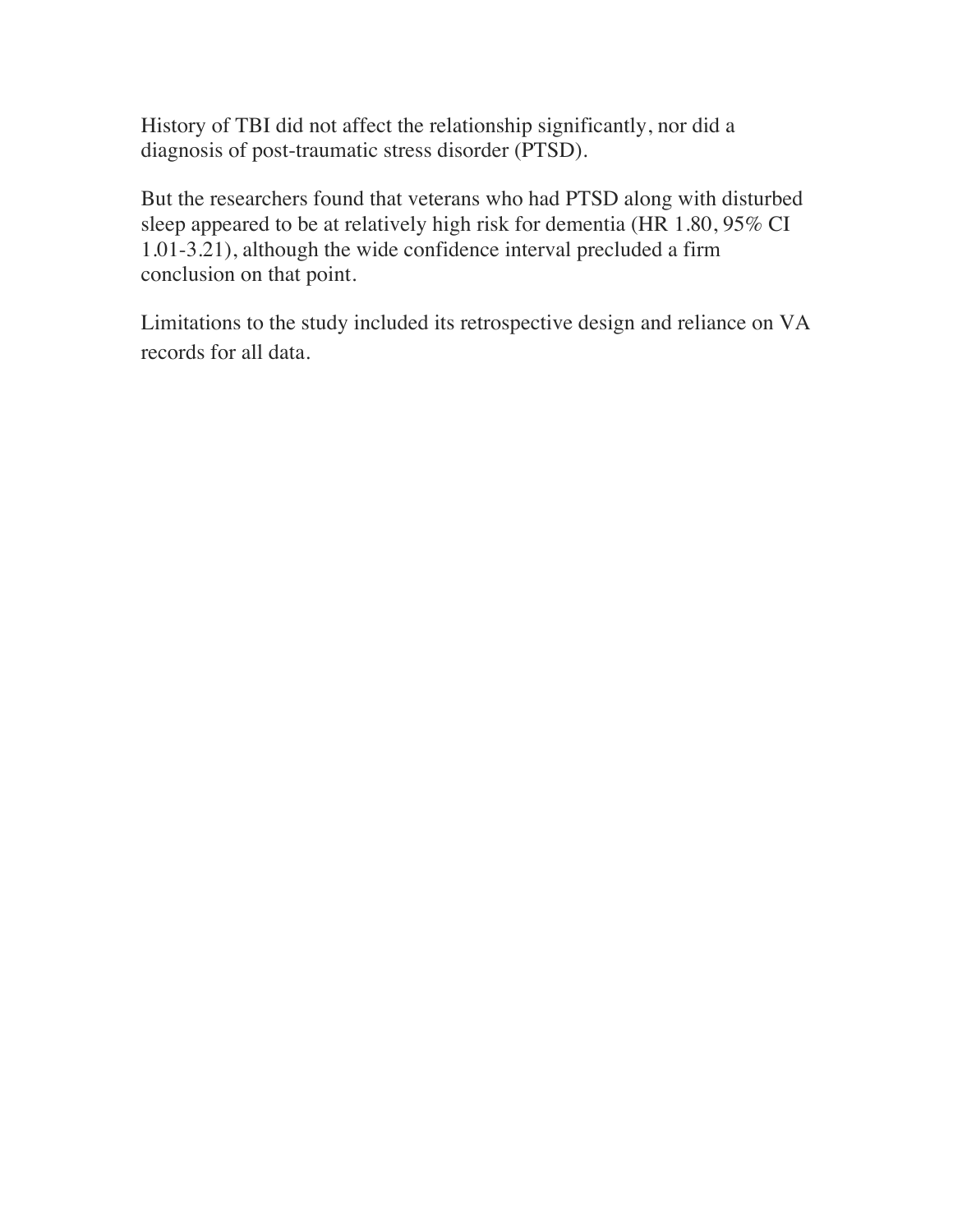History of TBI did not affect the relationship significantly, nor did a diagnosis of post-traumatic stress disorder (PTSD).

But the researchers found that veterans who had PTSD along with disturbed sleep appeared to be at relatively high risk for dementia (HR 1.80, 95% CI 1.01-3.21), although the wide confidence interval precluded a firm conclusion on that point.

Limitations to the study included its retrospective design and reliance on VA records for all data.